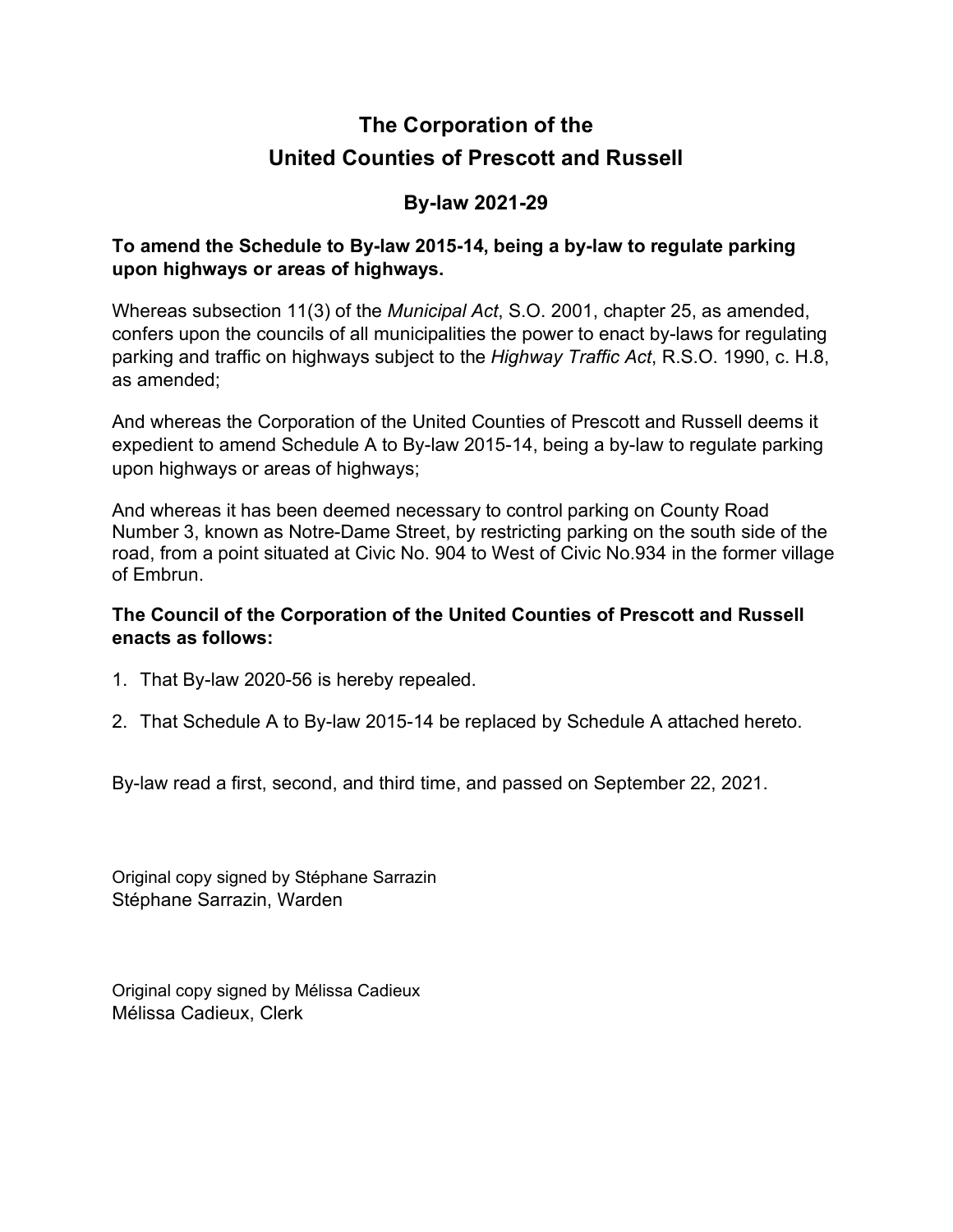# The Corporation of the United Counties of Prescott and Russell

## By-law 2021-29

**To amend the Schedule to By-law 2015-14, being a by-law to regulate parking upon highways or areas of highways.**

Whereas subsection 11(3) of the *Municipal Act*, S.O. 2001, chapter 25, as amended, confers upon the councils of all municipalities the power to enact by-laws for regulating parking and traffic on highways subject to the *Highway Traffic Act*, R.S.O. 1990, c. H.8, as amended;

And whereas the Corporation of the United Counties of Prescott and Russell deems it expedient to amend Schedule A to By-law 2015-14, being a by-law to regulate parking upon highways or areas of highways;

And whereas it has been deemed necessary to control parking on County Road Number 3, known as Notre-Dame Street, by restricting parking on the south side of the road, from a point situated at Civic No. 904 to West of Civic No.934 in the former village of Embrun.

**The Council of the Corporation of the United Counties of Prescott and Russell enacts as follows:**

1. That By-law 2020-56 is hereby repealed.
2. That Schedule A to By-law 2015-14 be replaced by Schedule A attached hereto.

By-law read a first, second, and third time, and passed on September 22, 2021.

Original copy signed by Stéphane Sarrazin
Stéphane Sarrazin, Warden

Original copy signed by Mélissa Cadieux
Mélissa Cadieux, Clerk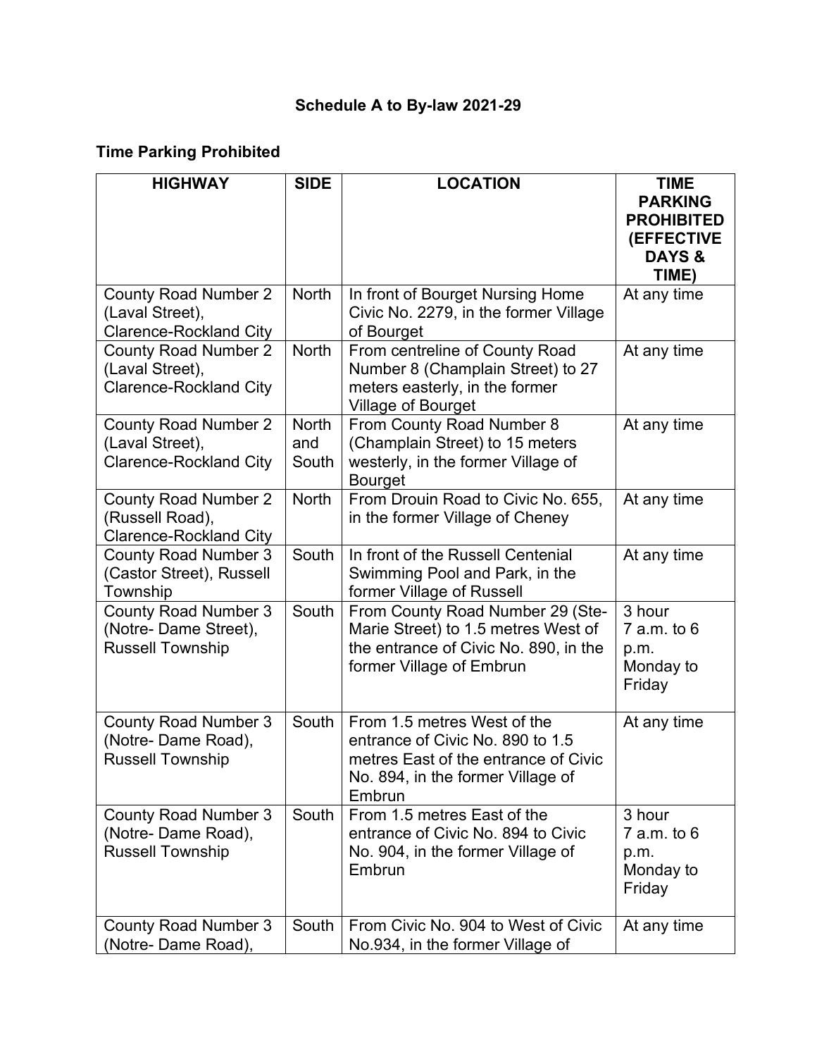## Schedule A to By-law 2021-29

**Time Parking Prohibited**

| HIGHWAY | SIDE | LOCATION | TIME PARKING PROHIBITED (EFFECTIVE DAYS & TIME) |
|---|---|---|---|
| County Road Number 2 (Laval Street), Clarence-Rockland City | North | In front of Bourget Nursing Home Civic No. 2279, in the former Village of Bourget | At any time |
| County Road Number 2 (Laval Street), Clarence-Rockland City | North | From centreline of County Road Number 8 (Champlain Street) to 27 meters easterly, in the former Village of Bourget | At any time |
| County Road Number 2 (Laval Street), Clarence-Rockland City | North and South | From County Road Number 8 (Champlain Street) to 15 meters westerly, in the former Village of Bourget | At any time |
| County Road Number 2 (Russell Road), Clarence-Rockland City | North | From Drouin Road to Civic No. 655, in the former Village of Cheney | At any time |
| County Road Number 3 (Castor Street), Russell Township | South | In front of the Russell Centenial Swimming Pool and Park, in the former Village of Russell | At any time |
| County Road Number 3 (Notre- Dame Street), Russell Township | South | From County Road Number 29 (Ste-Marie Street) to 1.5 metres West of the entrance of Civic No. 890, in the former Village of Embrun | 3 hour 7 a.m. to 6 p.m. Monday to Friday |
| County Road Number 3 (Notre- Dame Road), Russell Township | South | From 1.5 metres West of the entrance of Civic No. 890 to 1.5 metres East of the entrance of Civic No. 894, in the former Village of Embrun | At any time |
| County Road Number 3 (Notre- Dame Road), Russell Township | South | From 1.5 metres East of the entrance of Civic No. 894 to Civic No. 904, in the former Village of Embrun | 3 hour 7 a.m. to 6 p.m. Monday to Friday |
| County Road Number 3 (Notre- Dame Road), | South | From Civic No. 904 to West of Civic No.934, in the former Village of | At any time |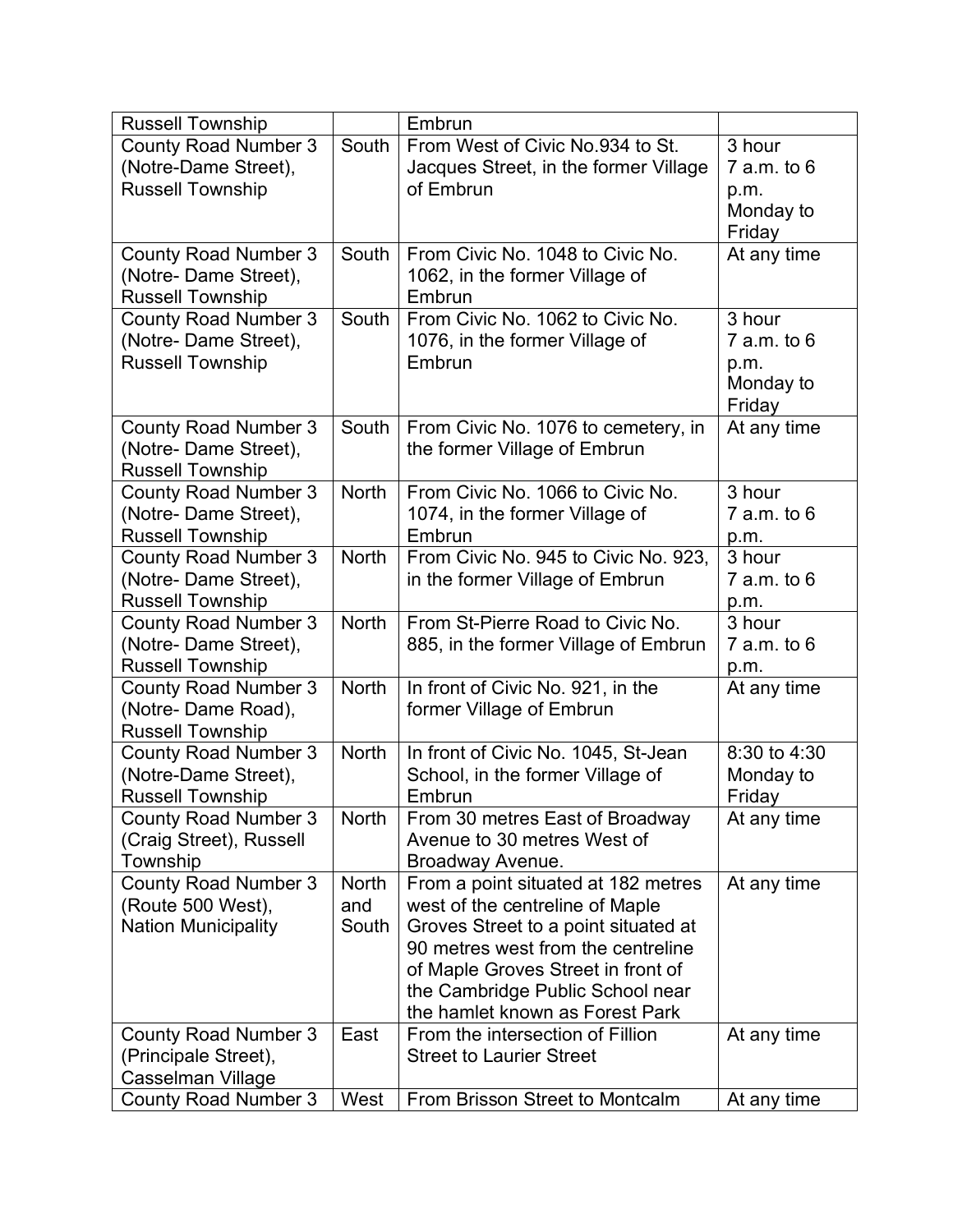| | | | |
|---|---|---|---|
| Russell Township | | Embrun | |
| County Road Number 3 (Notre-Dame Street), Russell Township | South | From West of Civic No.934 to St. Jacques Street, in the former Village of Embrun | 3 hour 7 a.m. to 6 p.m. Monday to Friday |
| County Road Number 3 (Notre- Dame Street), Russell Township | South | From Civic No. 1048 to Civic No. 1062, in the former Village of Embrun | At any time |
| County Road Number 3 (Notre- Dame Street), Russell Township | South | From Civic No. 1062 to Civic No. 1076, in the former Village of Embrun | 3 hour 7 a.m. to 6 p.m. Monday to Friday |
| County Road Number 3 (Notre- Dame Street), Russell Township | South | From Civic No. 1076 to cemetery, in the former Village of Embrun | At any time |
| County Road Number 3 (Notre- Dame Street), Russell Township | North | From Civic No. 1066 to Civic No. 1074, in the former Village of Embrun | 3 hour 7 a.m. to 6 p.m. |
| County Road Number 3 (Notre- Dame Street), Russell Township | North | From Civic No. 945 to Civic No. 923, in the former Village of Embrun | 3 hour 7 a.m. to 6 p.m. |
| County Road Number 3 (Notre- Dame Street), Russell Township | North | From St-Pierre Road to Civic No. 885, in the former Village of Embrun | 3 hour 7 a.m. to 6 p.m. |
| County Road Number 3 (Notre- Dame Road), Russell Township | North | In front of Civic No. 921, in the former Village of Embrun | At any time |
| County Road Number 3 (Notre-Dame Street), Russell Township | North | In front of Civic No. 1045, St-Jean School, in the former Village of Embrun | 8:30 to 4:30 Monday to Friday |
| County Road Number 3 (Craig Street), Russell Township | North | From 30 metres East of Broadway Avenue to 30 metres West of Broadway Avenue. | At any time |
| County Road Number 3 (Route 500 West), Nation Municipality | North and South | From a point situated at 182 metres west of the centreline of Maple Groves Street to a point situated at 90 metres west from the centreline of Maple Groves Street in front of the Cambridge Public School near the hamlet known as Forest Park | At any time |
| County Road Number 3 (Principale Street), Casselman Village | East | From the intersection of Fillion Street to Laurier Street | At any time |
| County Road Number 3 | West | From Brisson Street to Montcalm | At any time |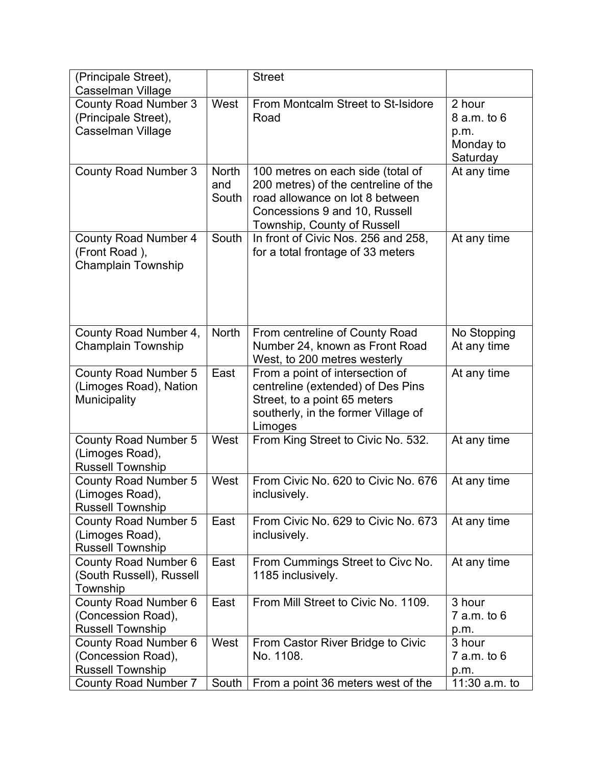| | | | |
|---|---|---|---|
| (Principale Street), Casselman Village | | Street | |
| County Road Number 3 (Principale Street), Casselman Village | West | From Montcalm Street to St-Isidore Road | 2 hour 8 a.m. to 6 p.m. Monday to Saturday |
| County Road Number 3 | North and South | 100 metres on each side (total of 200 metres) of the centreline of the road allowance on lot 8 between Concessions 9 and 10, Russell Township, County of Russell | At any time |
| County Road Number 4 (Front Road ), Champlain Township | South | In front of Civic Nos. 256 and 258, for a total frontage of 33 meters | At any time |
| County Road Number 4, Champlain Township | North | From centreline of County Road Number 24, known as Front Road West, to 200 metres westerly | No Stopping At any time |
| County Road Number 5 (Limoges Road), Nation Municipality | East | From a point of intersection of centreline (extended) of Des Pins Street, to a point 65 meters southerly, in the former Village of Limoges | At any time |
| County Road Number 5 (Limoges Road), Russell Township | West | From King Street to Civic No. 532. | At any time |
| County Road Number 5 (Limoges Road), Russell Township | West | From Civic No. 620 to Civic No. 676 inclusively. | At any time |
| County Road Number 5 (Limoges Road), Russell Township | East | From Civic No. 629 to Civic No. 673 inclusively. | At any time |
| County Road Number 6 (South Russell), Russell Township | East | From Cummings Street to Civc No. 1185 inclusively. | At any time |
| County Road Number 6 (Concession Road), Russell Township | East | From Mill Street to Civic No. 1109. | 3 hour 7 a.m. to 6 p.m. |
| County Road Number 6 (Concession Road), Russell Township | West | From Castor River Bridge to Civic No. 1108. | 3 hour 7 a.m. to 6 p.m. |
| County Road Number 7 | South | From a point 36 meters west of the | 11:30 a.m. to |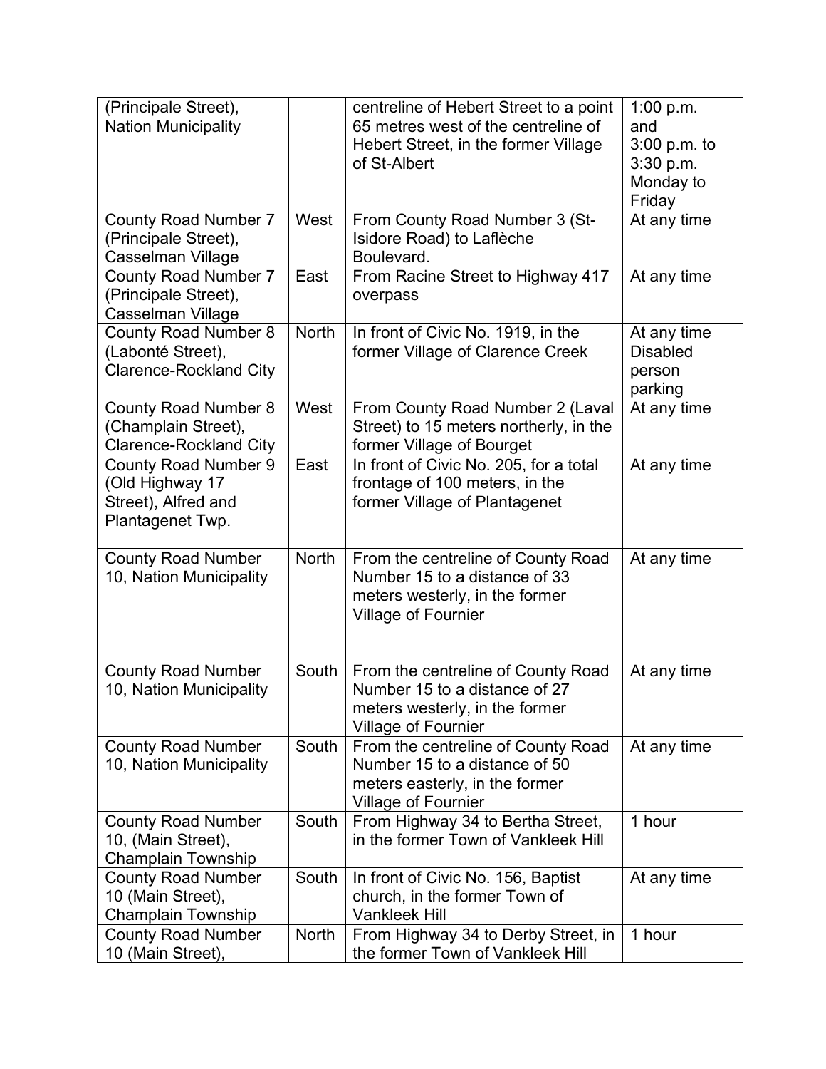| | | | |
|---|---|---|---|
| (Principale Street), Nation Municipality | | centreline of Hebert Street to a point 65 metres west of the centreline of Hebert Street, in the former Village of St-Albert | 1:00 p.m. and 3:00 p.m. to 3:30 p.m. Monday to Friday |
| County Road Number 7 (Principale Street), Casselman Village | West | From County Road Number 3 (St-Isidore Road) to Laflèche Boulevard. | At any time |
| County Road Number 7 (Principale Street), Casselman Village | East | From Racine Street to Highway 417 overpass | At any time |
| County Road Number 8 (Labonté Street), Clarence-Rockland City | North | In front of Civic No. 1919, in the former Village of Clarence Creek | At any time Disabled person parking |
| County Road Number 8 (Champlain Street), Clarence-Rockland City | West | From County Road Number 2 (Laval Street) to 15 meters northerly, in the former Village of Bourget | At any time |
| County Road Number 9 (Old Highway 17 Street), Alfred and Plantagenet Twp. | East | In front of Civic No. 205, for a total frontage of 100 meters, in the former Village of Plantagenet | At any time |
| County Road Number 10, Nation Municipality | North | From the centreline of County Road Number 15 to a distance of 33 meters westerly, in the former Village of Fournier | At any time |
| County Road Number 10, Nation Municipality | South | From the centreline of County Road Number 15 to a distance of 27 meters westerly, in the former Village of Fournier | At any time |
| County Road Number 10, Nation Municipality | South | From the centreline of County Road Number 15 to a distance of 50 meters easterly, in the former Village of Fournier | At any time |
| County Road Number 10, (Main Street), Champlain Township | South | From Highway 34 to Bertha Street, in the former Town of Vankleek Hill | 1 hour |
| County Road Number 10 (Main Street), Champlain Township | South | In front of Civic No. 156, Baptist church, in the former Town of Vankleek Hill | At any time |
| County Road Number 10 (Main Street), | North | From Highway 34 to Derby Street, in the former Town of Vankleek Hill | 1 hour |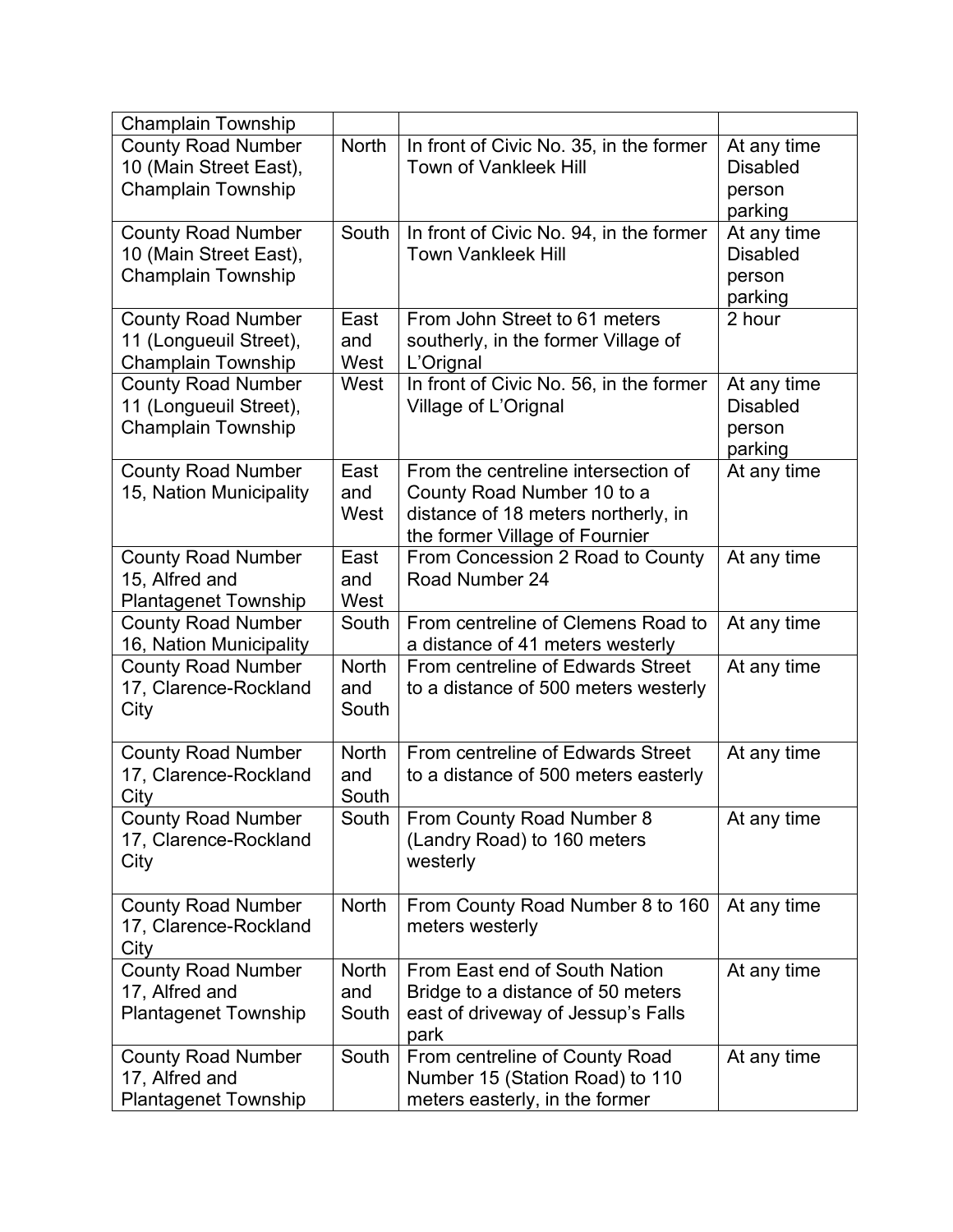| Champlain Township | | | |
|---|---|---|---|
| County Road Number 10 (Main Street East), Champlain Township | North | In front of Civic No. 35, in the former Town of Vankleek Hill | At any time Disabled person parking |
| County Road Number 10 (Main Street East), Champlain Township | South | In front of Civic No. 94, in the former Town Vankleek Hill | At any time Disabled person parking |
| County Road Number 11 (Longueuil Street), Champlain Township | East and West | From John Street to 61 meters southerly, in the former Village of L'Orignal | 2 hour |
| County Road Number 11 (Longueuil Street), Champlain Township | West | In front of Civic No. 56, in the former Village of L'Orignal | At any time Disabled person parking |
| County Road Number 15, Nation Municipality | East and West | From the centreline intersection of County Road Number 10 to a distance of 18 meters northerly, in the former Village of Fournier | At any time |
| County Road Number 15, Alfred and Plantagenet Township | East and West | From Concession 2 Road to County Road Number 24 | At any time |
| County Road Number 16, Nation Municipality | South | From centreline of Clemens Road to a distance of 41 meters westerly | At any time |
| County Road Number 17, Clarence-Rockland City | North and South | From centreline of Edwards Street to a distance of 500 meters westerly | At any time |
| County Road Number 17, Clarence-Rockland City | North and South | From centreline of Edwards Street to a distance of 500 meters easterly | At any time |
| County Road Number 17, Clarence-Rockland City | South | From County Road Number 8 (Landry Road) to 160 meters westerly | At any time |
| County Road Number 17, Clarence-Rockland City | North | From County Road Number 8 to 160 meters westerly | At any time |
| County Road Number 17, Alfred and Plantagenet Township | North and South | From East end of South Nation Bridge to a distance of 50 meters east of driveway of Jessup's Falls park | At any time |
| County Road Number 17, Alfred and Plantagenet Township | South | From centreline of County Road Number 15 (Station Road) to 110 meters easterly, in the former | At any time |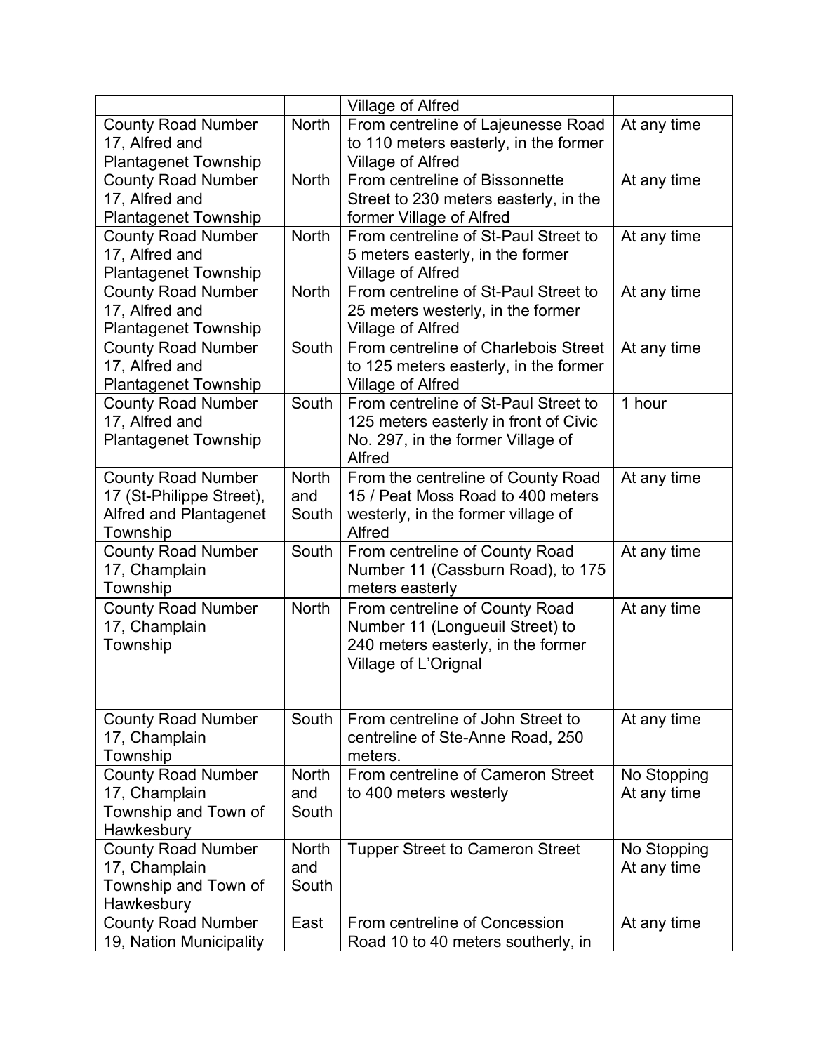| | | Village of Alfred | |
|---|---|---|---|
| County Road Number 17, Alfred and Plantagenet Township | North | From centreline of Lajeunesse Road to 110 meters easterly, in the former Village of Alfred | At any time |
| County Road Number 17, Alfred and Plantagenet Township | North | From centreline of Bissonnette Street to 230 meters easterly, in the former Village of Alfred | At any time |
| County Road Number 17, Alfred and Plantagenet Township | North | From centreline of St-Paul Street to 5 meters easterly, in the former Village of Alfred | At any time |
| County Road Number 17, Alfred and Plantagenet Township | North | From centreline of St-Paul Street to 25 meters westerly, in the former Village of Alfred | At any time |
| County Road Number 17, Alfred and Plantagenet Township | South | From centreline of Charlebois Street to 125 meters easterly, in the former Village of Alfred | At any time |
| County Road Number 17, Alfred and Plantagenet Township | South | From centreline of St-Paul Street to 125 meters easterly in front of Civic No. 297, in the former Village of Alfred | 1 hour |
| County Road Number 17 (St-Philippe Street), Alfred and Plantagenet Township | North and South | From the centreline of County Road 15 / Peat Moss Road to 400 meters westerly, in the former village of Alfred | At any time |
| County Road Number 17, Champlain Township | South | From centreline of County Road Number 11 (Cassburn Road), to 175 meters easterly | At any time |
| County Road Number 17, Champlain Township | North | From centreline of County Road Number 11 (Longueuil Street) to 240 meters easterly, in the former Village of L'Orignal | At any time |
| County Road Number 17, Champlain Township | South | From centreline of John Street to centreline of Ste-Anne Road, 250 meters. | At any time |
| County Road Number 17, Champlain Township and Town of Hawkesbury | North and South | From centreline of Cameron Street to 400 meters westerly | No Stopping At any time |
| County Road Number 17, Champlain Township and Town of Hawkesbury | North and South | Tupper Street to Cameron Street | No Stopping At any time |
| County Road Number 19, Nation Municipality | East | From centreline of Concession Road 10 to 40 meters southerly, in | At any time |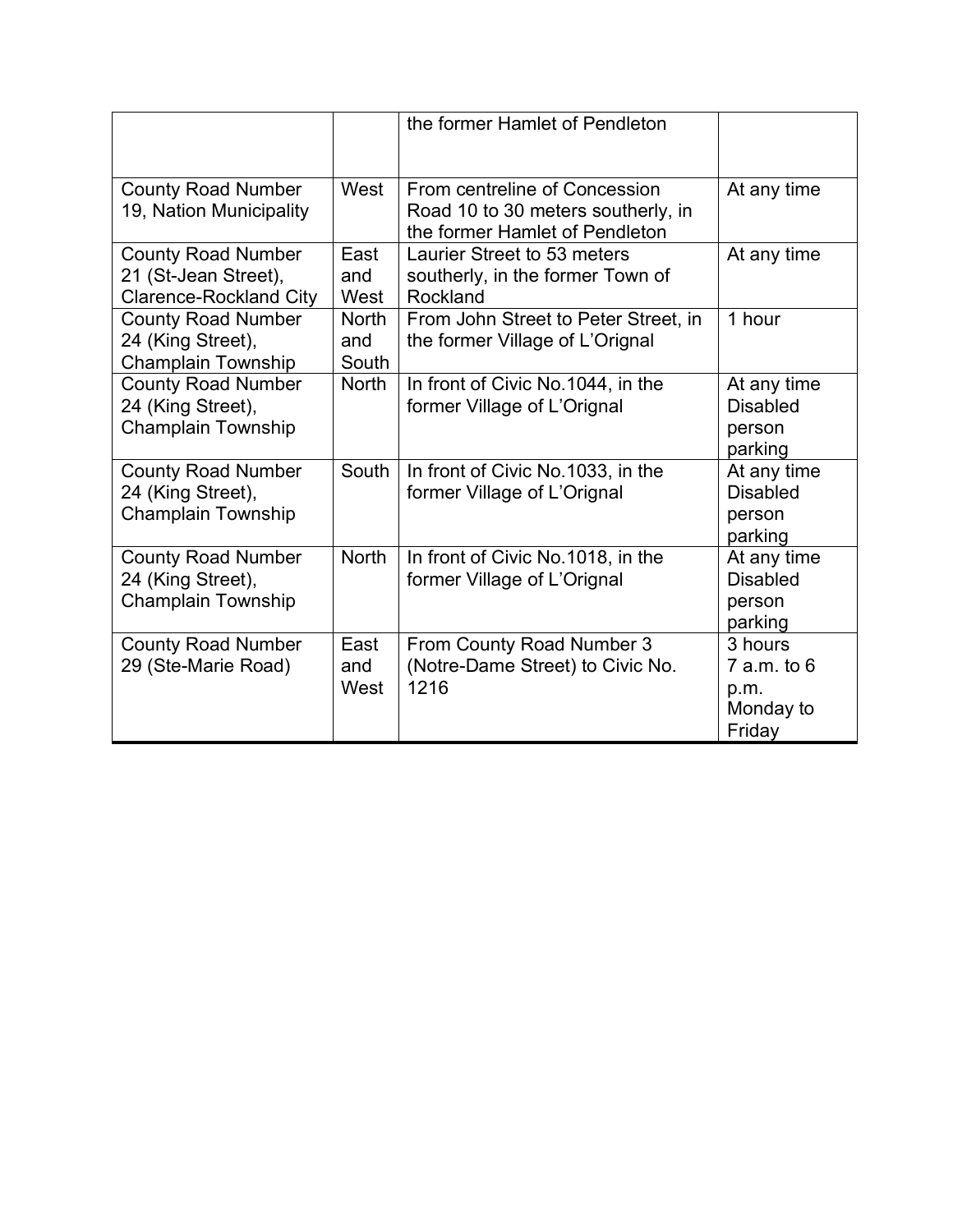| | | | |
|---|---|---|---|
| | | the former Hamlet of Pendleton | |
| County Road Number 19, Nation Municipality | West | From centreline of Concession Road 10 to 30 meters southerly, in the former Hamlet of Pendleton | At any time |
| County Road Number 21 (St-Jean Street), Clarence-Rockland City | East and West | Laurier Street to 53 meters southerly, in the former Town of Rockland | At any time |
| County Road Number 24 (King Street), Champlain Township | North and South | From John Street to Peter Street, in the former Village of L'Orignal | 1 hour |
| County Road Number 24 (King Street), Champlain Township | North | In front of Civic No.1044, in the former Village of L'Orignal | At any time Disabled person parking |
| County Road Number 24 (King Street), Champlain Township | South | In front of Civic No.1033, in the former Village of L'Orignal | At any time Disabled person parking |
| County Road Number 24 (King Street), Champlain Township | North | In front of Civic No.1018, in the former Village of L'Orignal | At any time Disabled person parking |
| County Road Number 29 (Ste-Marie Road) | East and West | From County Road Number 3 (Notre-Dame Street) to Civic No. 1216 | 3 hours 7 a.m. to 6 p.m. Monday to Friday |